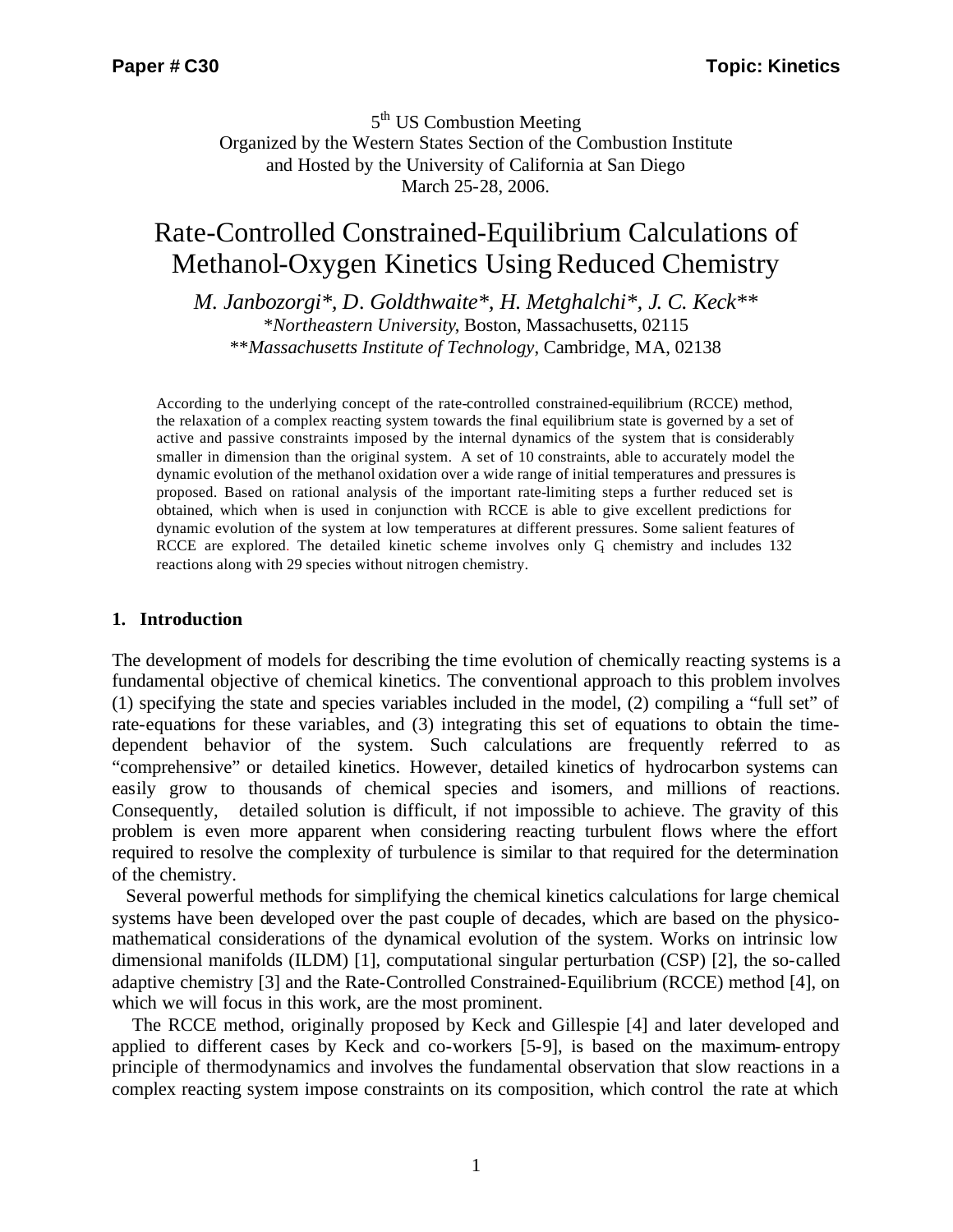5th US Combustion Meeting
Organized by the Western States Section of the Combustion Institute
and Hosted by the University of California at San Diego
March 25-28, 2006.

# Rate-Controlled Constrained-Equilibrium Calculations of Methanol-Oxygen Kinetics Using Reduced Chemistry

*M. Janbozorgi\*, D. Goldthwaite\*, H. Metghalchi\*, J. C. Keck\*\**
\**Northeastern University*, Boston, Massachusetts, 02115
\*\**Massachusetts Institute of Technology*, Cambridge, MA, 02138

According to the underlying concept of the rate-controlled constrained-equilibrium (RCCE) method, the relaxation of a complex reacting system towards the final equilibrium state is governed by a set of active and passive constraints imposed by the internal dynamics of the system that is considerably smaller in dimension than the original system. A set of 10 constraints, able to accurately model the dynamic evolution of the methanol oxidation over a wide range of initial temperatures and pressures is proposed. Based on rational analysis of the important rate-limiting steps a further reduced set is obtained, which when is used in conjunction with RCCE is able to give excellent predictions for dynamic evolution of the system at low temperatures at different pressures. Some salient features of RCCE are explored. The detailed kinetic scheme involves only $C_1$ chemistry and includes 132 reactions along with 29 species without nitrogen chemistry.

## 1. Introduction

The development of models for describing the time evolution of chemically reacting systems is a fundamental objective of chemical kinetics. The conventional approach to this problem involves (1) specifying the state and species variables included in the model, (2) compiling a "full set" of rate-equations for these variables, and (3) integrating this set of equations to obtain the time-dependent behavior of the system. Such calculations are frequently referred to as "comprehensive" or detailed kinetics. However, detailed kinetics of hydrocarbon systems can easily grow to thousands of chemical species and isomers, and millions of reactions. Consequently, detailed solution is difficult, if not impossible to achieve. The gravity of this problem is even more apparent when considering reacting turbulent flows where the effort required to resolve the complexity of turbulence is similar to that required for the determination of the chemistry.

Several powerful methods for simplifying the chemical kinetics calculations for large chemical systems have been developed over the past couple of decades, which are based on the physico-mathematical considerations of the dynamical evolution of the system. Works on intrinsic low dimensional manifolds (ILDM) [1], computational singular perturbation (CSP) [2], the so-called adaptive chemistry [3] and the Rate-Controlled Constrained-Equilibrium (RCCE) method [4], on which we will focus in this work, are the most prominent.

The RCCE method, originally proposed by Keck and Gillespie [4] and later developed and applied to different cases by Keck and co-workers [5-9], is based on the maximum-entropy principle of thermodynamics and involves the fundamental observation that slow reactions in a complex reacting system impose constraints on its composition, which control the rate at which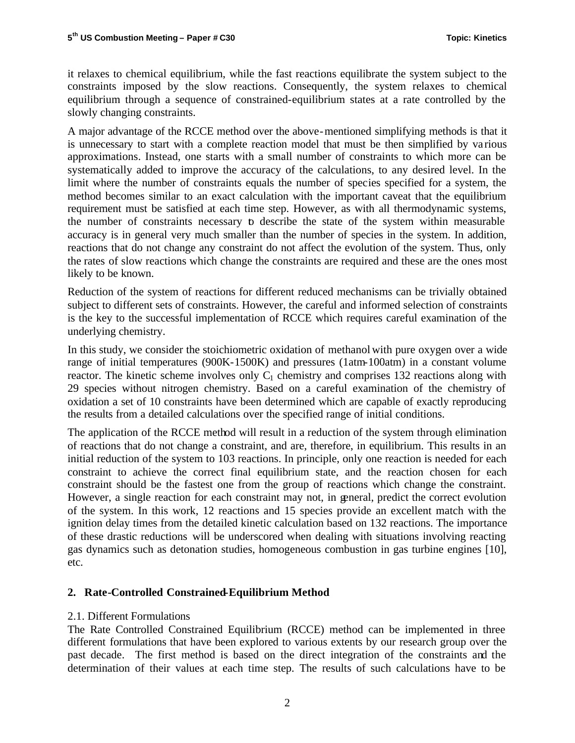it relaxes to chemical equilibrium, while the fast reactions equilibrate the system subject to the constraints imposed by the slow reactions. Consequently, the system relaxes to chemical equilibrium through a sequence of constrained-equilibrium states at a rate controlled by the slowly changing constraints.

A major advantage of the RCCE method over the above-mentioned simplifying methods is that it is unnecessary to start with a complete reaction model that must be then simplified by various approximations. Instead, one starts with a small number of constraints to which more can be systematically added to improve the accuracy of the calculations, to any desired level. In the limit where the number of constraints equals the number of species specified for a system, the method becomes similar to an exact calculation with the important caveat that the equilibrium requirement must be satisfied at each time step. However, as with all thermodynamic systems, the number of constraints necessary to describe the state of the system within measurable accuracy is in general very much smaller than the number of species in the system. In addition, reactions that do not change any constraint do not affect the evolution of the system. Thus, only the rates of slow reactions which change the constraints are required and these are the ones most likely to be known.

Reduction of the system of reactions for different reduced mechanisms can be trivially obtained subject to different sets of constraints. However, the careful and informed selection of constraints is the key to the successful implementation of RCCE which requires careful examination of the underlying chemistry.

In this study, we consider the stoichiometric oxidation of methanol with pure oxygen over a wide range of initial temperatures (900K-1500K) and pressures (1atm-100atm) in a constant volume reactor. The kinetic scheme involves only $C_1$ chemistry and comprises 132 reactions along with 29 species without nitrogen chemistry. Based on a careful examination of the chemistry of oxidation a set of 10 constraints have been determined which are capable of exactly reproducing the results from a detailed calculations over the specified range of initial conditions.

The application of the RCCE method will result in a reduction of the system through elimination of reactions that do not change a constraint, and are, therefore, in equilibrium. This results in an initial reduction of the system to 103 reactions. In principle, only one reaction is needed for each constraint to achieve the correct final equilibrium state, and the reaction chosen for each constraint should be the fastest one from the group of reactions which change the constraint. However, a single reaction for each constraint may not, in general, predict the correct evolution of the system. In this work, 12 reactions and 15 species provide an excellent match with the ignition delay times from the detailed kinetic calculation based on 132 reactions. The importance of these drastic reductions will be underscored when dealing with situations involving reacting gas dynamics such as detonation studies, homogeneous combustion in gas turbine engines [10], etc.

## 2. Rate-Controlled Constrained-Equilibrium Method

### 2.1. Different Formulations

The Rate Controlled Constrained Equilibrium (RCCE) method can be implemented in three different formulations that have been explored to various extents by our research group over the past decade. The first method is based on the direct integration of the constraints and the determination of their values at each time step. The results of such calculations have to be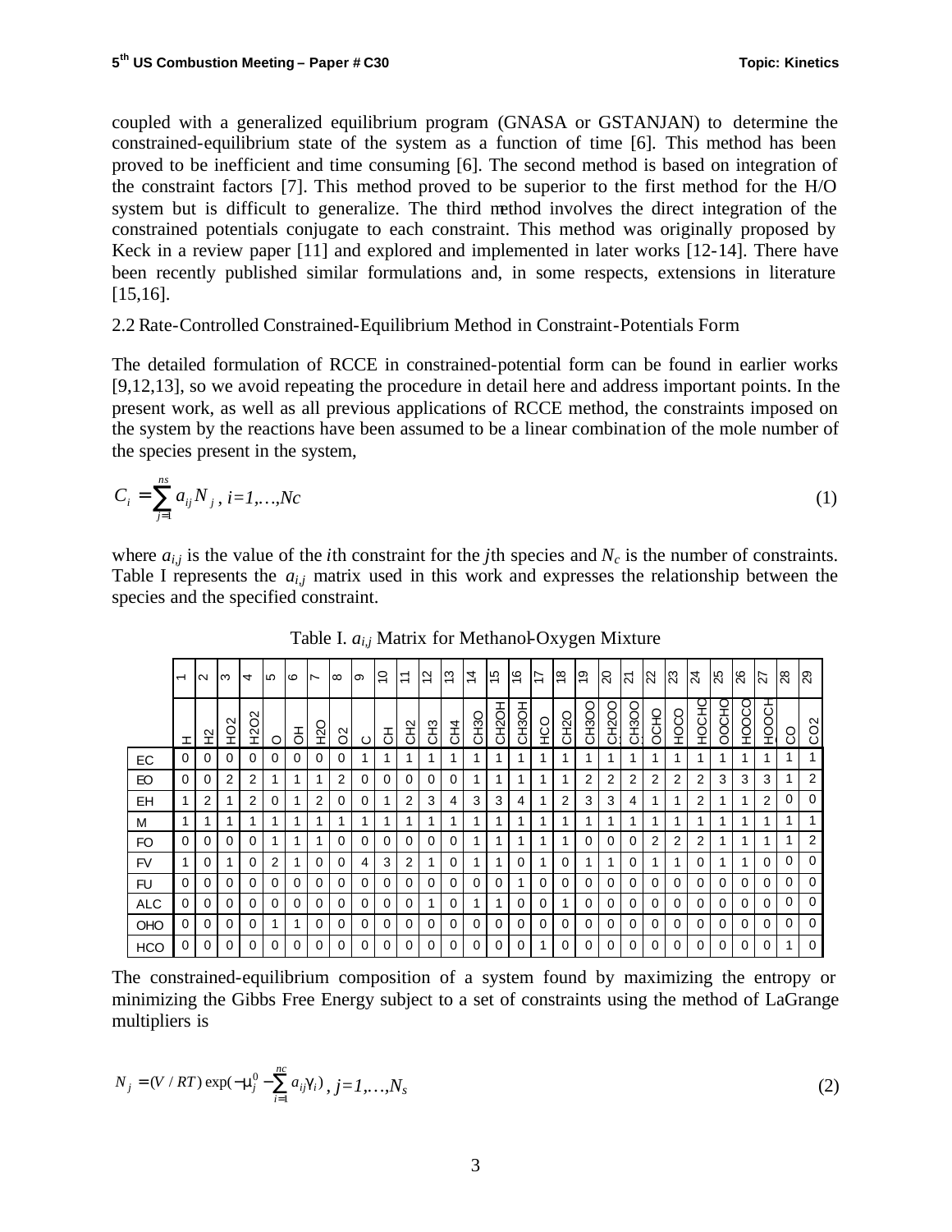coupled with a generalized equilibrium program (GNASA or GSTANJAN) to determine the constrained-equilibrium state of the system as a function of time [6]. This method has been proved to be inefficient and time consuming [6]. The second method is based on integration of the constraint factors [7]. This method proved to be superior to the first method for the H/O system but is difficult to generalize. The third method involves the direct integration of the constrained potentials conjugate to each constraint. This method was originally proposed by Keck in a review paper [11] and explored and implemented in later works [12-14]. There have been recently published similar formulations and, in some respects, extensions in literature [15,16].

2.2 Rate-Controlled Constrained-Equilibrium Method in Constraint-Potentials Form

The detailed formulation of RCCE in constrained-potential form can be found in earlier works [9,12,13], so we avoid repeating the procedure in detail here and address important points. In the present work, as well as all previous applications of RCCE method, the constraints imposed on the system by the reactions have been assumed to be a linear combination of the mole number of the species present in the system,

$$C_i = \sum_{j=1}^{ns} a_{ij} N_j \text{ , } i=1,\ldots,Nc \tag{1}$$

where $a_{i,j}$ is the value of the $i$th constraint for the $j$th species and $N_c$ is the number of constraints. Table I represents the $a_{i,j}$ matrix used in this work and expresses the relationship between the species and the specified constraint.

Table I. $a_{i,j}$ Matrix for Methanol-Oxygen Mixture

| | 1 | 2 | 3 | 4 | 5 | 6 | 7 | 8 | 9 | 10 | 11 | 12 | 13 | 14 | 15 | 16 | 17 | 18 | 19 | 20 | 21 | 22 | 23 | 24 | 25 | 26 | 27 | 28 | 29 |
|---|---|---|---|---|---|---|---|---|---|---|---|---|---|---|---|---|---|---|---|---|---|---|---|---|---|---|---|---|---|
| | H | H2 | HO2 | H2O2 | O | OH | H2O | O2 | C | CH | CH2 | CH3 | CH4 | CH3O | CH2OH | CH3OH | HCO | CH2O | CH3OO | CH2OO | CH3OO | OCHO | HOCO | HOCHO | OOCHO | HOOCO | HOOCH | CO | CO2 |
| EC | 0 | 0 | 0 | 0 | 0 | 0 | 0 | 0 | 1 | 1 | 1 | 1 | 1 | 1 | 1 | 1 | 1 | 1 | 1 | 1 | 1 | 1 | 1 | 1 | 1 | 1 | 1 | 1 | 1 |
| EO | 0 | 0 | 2 | 2 | 1 | 1 | 1 | 2 | 0 | 0 | 0 | 0 | 0 | 1 | 1 | 1 | 1 | 1 | 2 | 2 | 2 | 2 | 2 | 2 | 3 | 3 | 3 | 1 | 2 |
| EH | 1 | 2 | 1 | 2 | 0 | 1 | 2 | 0 | 0 | 1 | 2 | 3 | 4 | 3 | 3 | 4 | 1 | 2 | 3 | 3 | 4 | 1 | 1 | 2 | 1 | 1 | 2 | 0 | 0 |
| M | 1 | 1 | 1 | 1 | 1 | 1 | 1 | 1 | 1 | 1 | 1 | 1 | 1 | 1 | 1 | 1 | 1 | 1 | 1 | 1 | 1 | 1 | 1 | 1 | 1 | 1 | 1 | 1 | 1 |
| FO | 0 | 0 | 0 | 0 | 1 | 1 | 1 | 0 | 0 | 0 | 0 | 0 | 0 | 1 | 1 | 1 | 1 | 1 | 0 | 0 | 0 | 2 | 2 | 2 | 1 | 1 | 1 | 1 | 2 |
| FV | 1 | 0 | 1 | 0 | 2 | 1 | 0 | 0 | 4 | 3 | 2 | 1 | 0 | 1 | 1 | 0 | 1 | 0 | 1 | 1 | 0 | 1 | 1 | 0 | 1 | 1 | 0 | 0 | 0 |
| FU | 0 | 0 | 0 | 0 | 0 | 0 | 0 | 0 | 0 | 0 | 0 | 0 | 0 | 0 | 0 | 1 | 0 | 0 | 0 | 0 | 0 | 0 | 0 | 0 | 0 | 0 | 0 | 0 | 0 |
| ALC | 0 | 0 | 0 | 0 | 0 | 0 | 0 | 0 | 0 | 0 | 0 | 1 | 0 | 1 | 1 | 0 | 0 | 1 | 0 | 0 | 0 | 0 | 0 | 0 | 0 | 0 | 0 | 0 | 0 |
| OHO | 0 | 0 | 0 | 0 | 1 | 1 | 0 | 0 | 0 | 0 | 0 | 0 | 0 | 0 | 0 | 0 | 0 | 0 | 0 | 0 | 0 | 0 | 0 | 0 | 0 | 0 | 0 | 0 | 0 |
| HCO | 0 | 0 | 0 | 0 | 0 | 0 | 0 | 0 | 0 | 0 | 0 | 0 | 0 | 0 | 0 | 0 | 1 | 0 | 0 | 0 | 0 | 0 | 0 | 0 | 0 | 0 | 0 | 1 | 0 |

The constrained-equilibrium composition of a system found by maximizing the entropy or minimizing the Gibbs Free Energy subject to a set of constraints using the method of LaGrange multipliers is

$$N_j = (V/RT)\exp(-\mu_j^0 - \sum_{i=1}^{nc} a_{ij}\gamma_i) \text{ , } j=1,\ldots,N_s \tag{2}$$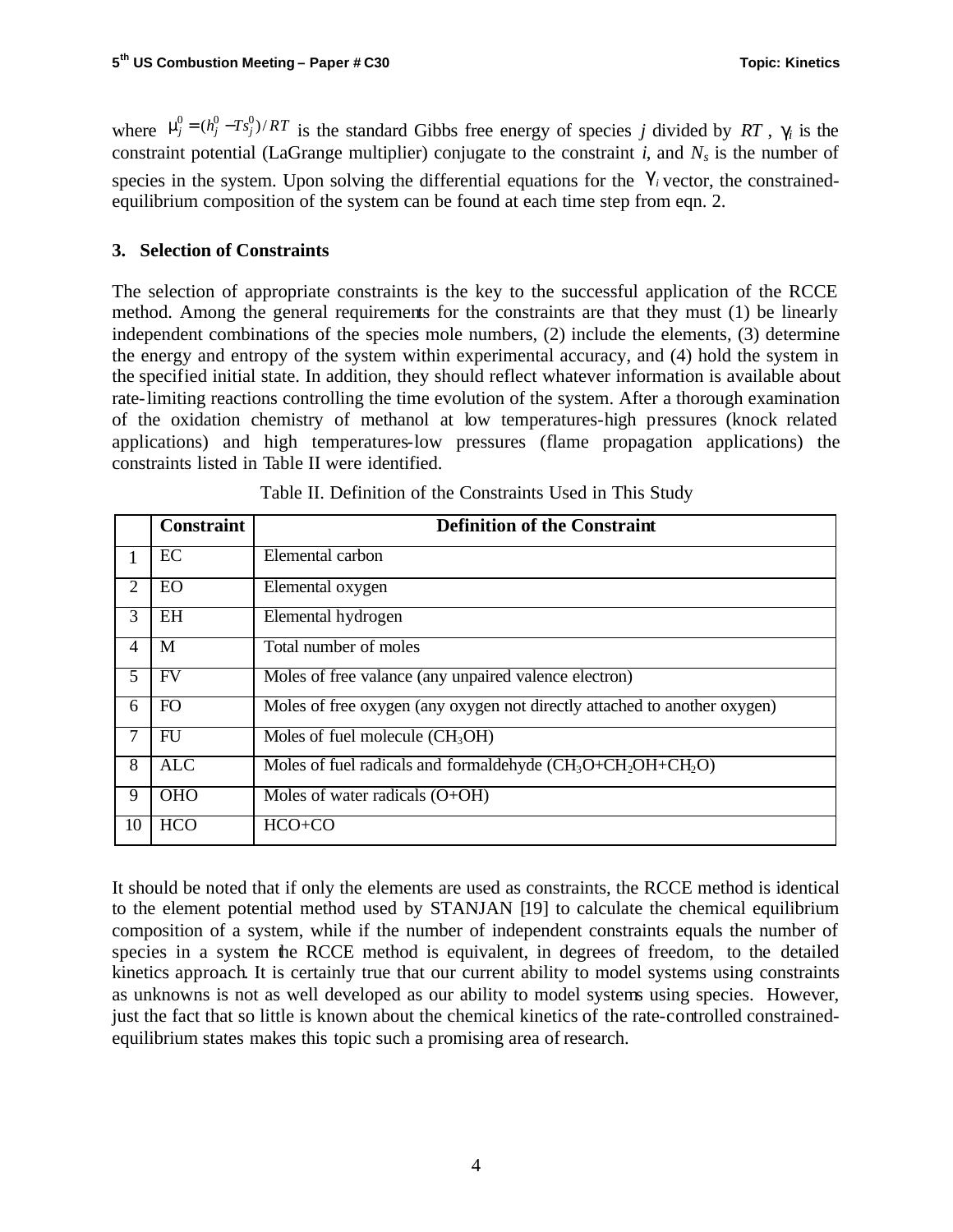where $\mu_j^0 = (h_j^0 - Ts_j^0)/RT$ is the standard Gibbs free energy of species *j* divided by $RT$, $\gamma_i$ is the constraint potential (LaGrange multiplier) conjugate to the constraint *i*, and $N_s$ is the number of species in the system. Upon solving the differential equations for the $\gamma_i$ vector, the constrained-equilibrium composition of the system can be found at each time step from eqn. 2.

## 3. Selection of Constraints

The selection of appropriate constraints is the key to the successful application of the RCCE method. Among the general requirements for the constraints are that they must (1) be linearly independent combinations of the species mole numbers, (2) include the elements, (3) determine the energy and entropy of the system within experimental accuracy, and (4) hold the system in the specified initial state. In addition, they should reflect whatever information is available about rate-limiting reactions controlling the time evolution of the system. After a thorough examination of the oxidation chemistry of methanol at low temperatures-high pressures (knock related applications) and high temperatures-low pressures (flame propagation applications) the constraints listed in Table II were identified.

Table II. Definition of the Constraints Used in This Study

| | Constraint | Definition of the Constraint |
|---|---|---|
| 1 | EC | Elemental carbon |
| 2 | EO | Elemental oxygen |
| 3 | EH | Elemental hydrogen |
| 4 | M | Total number of moles |
| 5 | FV | Moles of free valance (any unpaired valence electron) |
| 6 | FO | Moles of free oxygen (any oxygen not directly attached to another oxygen) |
| 7 | FU | Moles of fuel molecule ($CH_3OH$) |
| 8 | ALC | Moles of fuel radicals and formaldehyde ($CH_3O$+$CH_2OH$+$CH_2O$) |
| 9 | OHO | Moles of water radicals (O+OH) |
| 10 | HCO | HCO+CO |

It should be noted that if only the elements are used as constraints, the RCCE method is identical to the element potential method used by STANJAN [19] to calculate the chemical equilibrium composition of a system, while if the number of independent constraints equals the number of species in a system the RCCE method is equivalent, in degrees of freedom, to the detailed kinetics approach. It is certainly true that our current ability to model systems using constraints as unknowns is not as well developed as our ability to model systems using species. However, just the fact that so little is known about the chemical kinetics of the rate-controlled constrained-equilibrium states makes this topic such a promising area of research.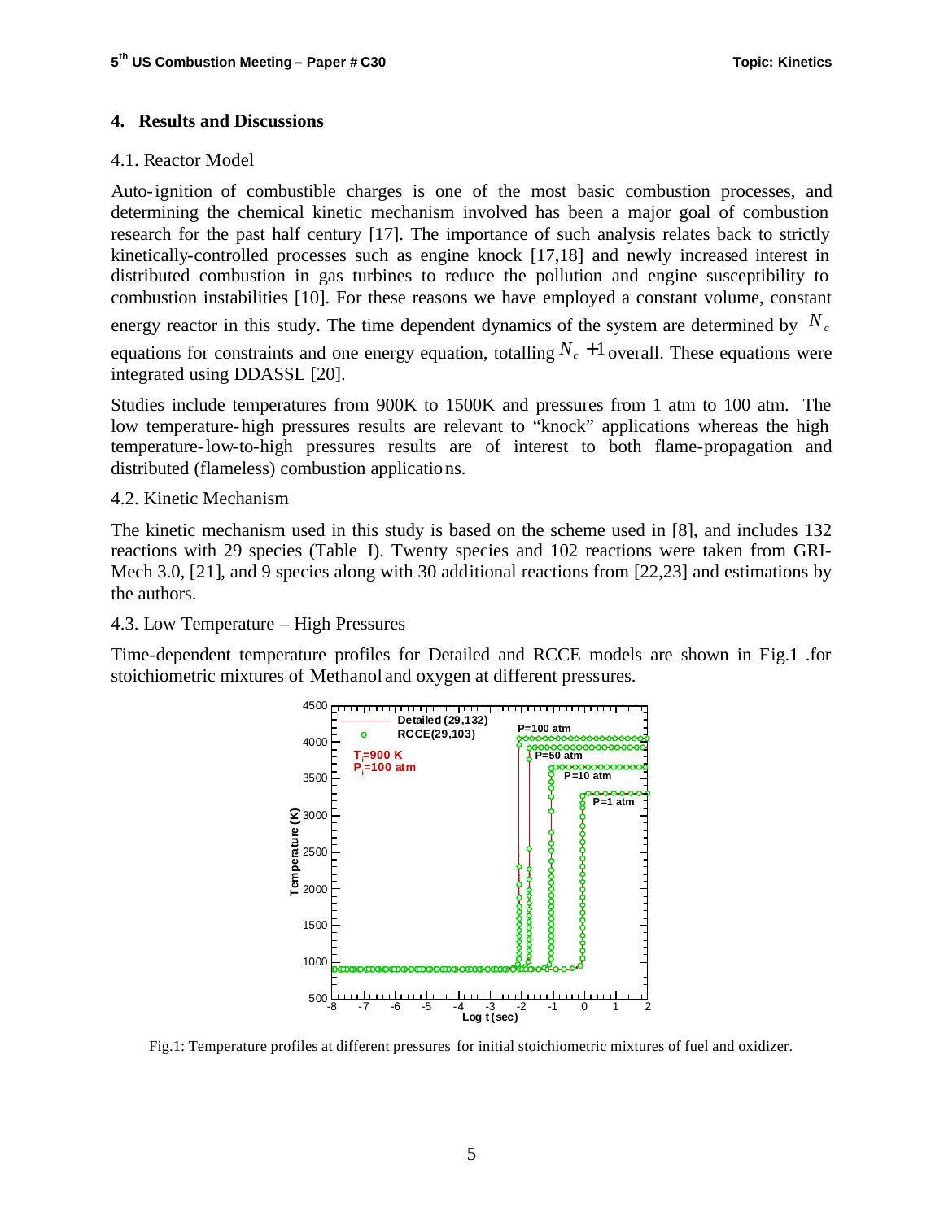## 4. Results and Discussions

### 4.1. Reactor Model

Auto-ignition of combustible charges is one of the most basic combustion processes, and determining the chemical kinetic mechanism involved has been a major goal of combustion research for the past half century [17]. The importance of such analysis relates back to strictly kinetically-controlled processes such as engine knock [17,18] and newly increased interest in distributed combustion in gas turbines to reduce the pollution and engine susceptibility to combustion instabilities [10]. For these reasons we have employed a constant volume, constant energy reactor in this study. The time dependent dynamics of the system are determined by $N_c$ equations for constraints and one energy equation, totalling $N_c + 1$ overall. These equations were integrated using DDASSL [20].

Studies include temperatures from 900K to 1500K and pressures from 1 atm to 100 atm. The low temperature-high pressures results are relevant to "knock" applications whereas the high temperature-low-to-high pressures results are of interest to both flame-propagation and distributed (flameless) combustion applications.

### 4.2. Kinetic Mechanism

The kinetic mechanism used in this study is based on the scheme used in [8], and includes 132 reactions with 29 species (Table I). Twenty species and 102 reactions were taken from GRI-Mech 3.0, [21], and 9 species along with 30 additional reactions from [22,23] and estimations by the authors.

### 4.3. Low Temperature – High Pressures

Time-dependent temperature profiles for Detailed and RCCE models are shown in Fig.1 .for stoichiometric mixtures of Methanol and oxygen at different pressures.

Fig.1: Temperature profiles at different pressures for initial stoichiometric mixtures of fuel and oxidizer.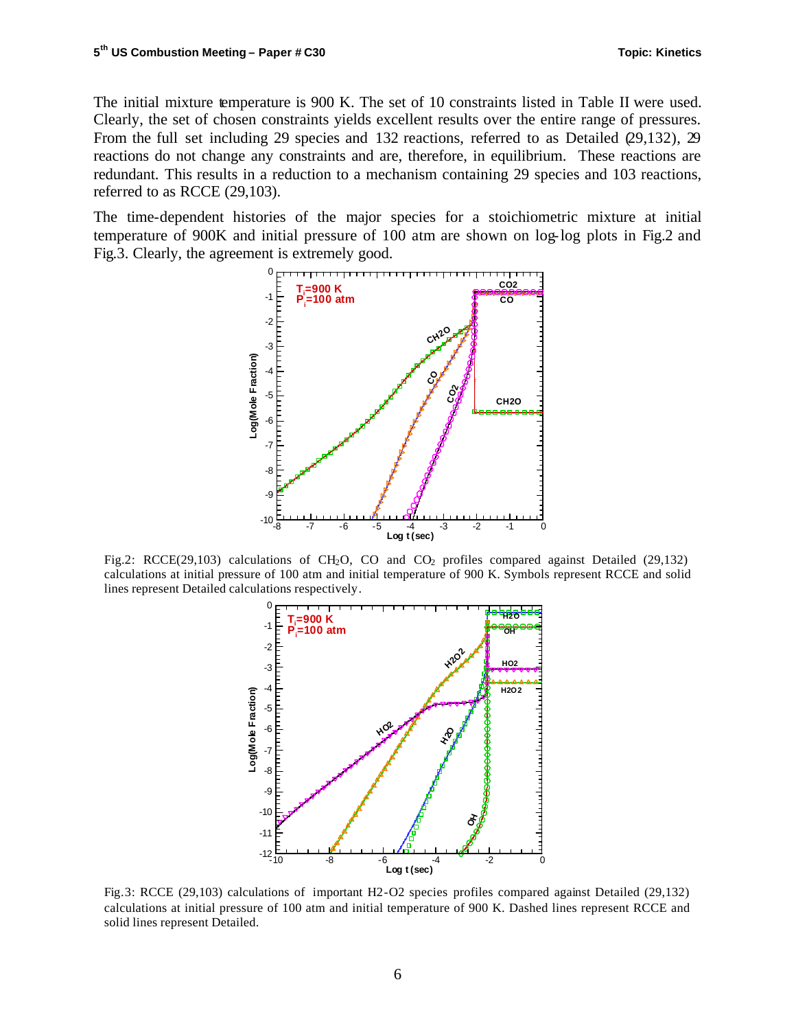The initial mixture temperature is 900 K. The set of 10 constraints listed in Table II were used. Clearly, the set of chosen constraints yields excellent results over the entire range of pressures. From the full set including 29 species and 132 reactions, referred to as Detailed (29,132), 29 reactions do not change any constraints and are, therefore, in equilibrium. These reactions are redundant. This results in a reduction to a mechanism containing 29 species and 103 reactions, referred to as RCCE (29,103).

The time-dependent histories of the major species for a stoichiometric mixture at initial temperature of 900K and initial pressure of 100 atm are shown on log-log plots in Fig.2 and Fig.3. Clearly, the agreement is extremely good.

Fig.2: RCCE(29,103) calculations of $CH_2O$, CO and $CO_2$ profiles compared against Detailed (29,132) calculations at initial pressure of 100 atm and initial temperature of 900 K. Symbols represent RCCE and solid lines represent Detailed calculations respectively.

Fig.3: RCCE (29,103) calculations of important H2-O2 species profiles compared against Detailed (29,132) calculations at initial pressure of 100 atm and initial temperature of 900 K. Dashed lines represent RCCE and solid lines represent Detailed.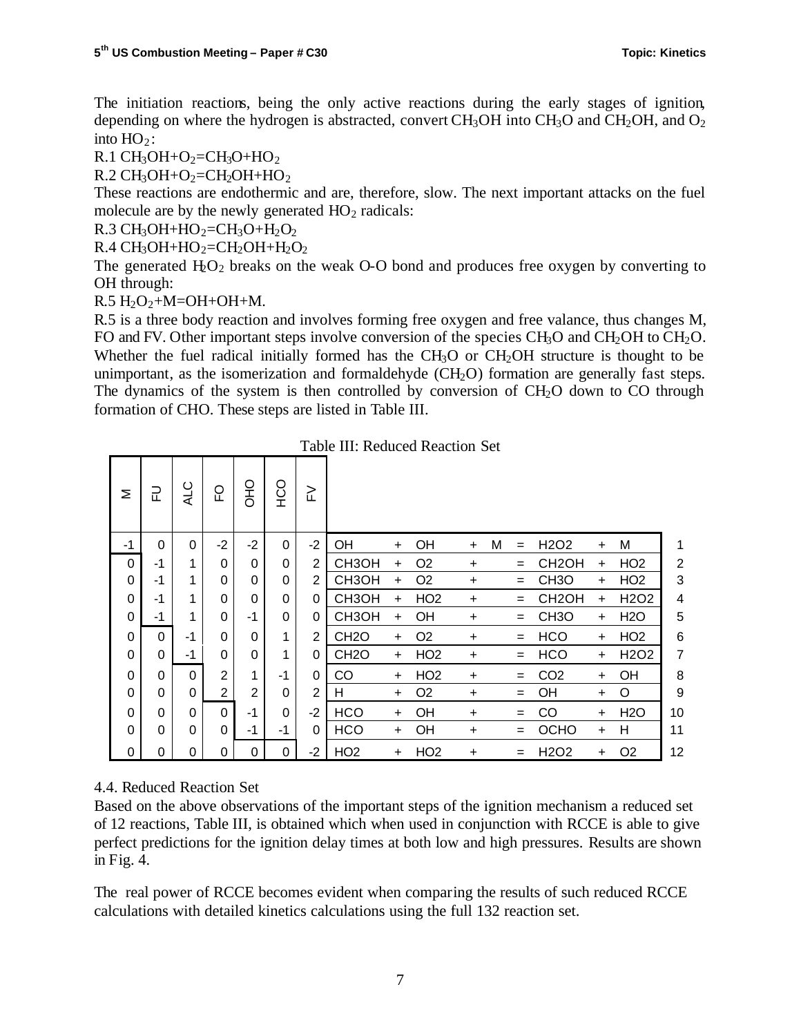The initiation reactions, being the only active reactions during the early stages of ignition, depending on where the hydrogen is abstracted, convert $CH_3OH$ into $CH_3O$ and $CH_2OH$, and $O_2$ into $HO_2$:

R.1 $CH_3OH+O_2=CH_3O+HO_2$

R.2 $CH_3OH+O_2=CH_2OH+HO_2$

These reactions are endothermic and are, therefore, slow. The next important attacks on the fuel molecule are by the newly generated $HO_2$ radicals:

R.3 $CH_3OH+HO_2=CH_3O+H_2O_2$

R.4 $CH_3OH+HO_2=CH_2OH+H_2O_2$

The generated $H_2O_2$ breaks on the weak O-O bond and produces free oxygen by converting to OH through:

R.5 $H_2O_2+M=OH+OH+M$.

R.5 is a three body reaction and involves forming free oxygen and free valance, thus changes M, FO and FV. Other important steps involve conversion of the species $CH_3O$ and $CH_2OH$ to $CH_2O$. Whether the fuel radical initially formed has the $CH_3O$ or $CH_2OH$ structure is thought to be unimportant, as the isomerization and formaldehyde ($CH_2O$) formation are generally fast steps. The dynamics of the system is then controlled by conversion of $CH_2O$ down to CO through formation of CHO. These steps are listed in Table III.

Table III: Reduced Reaction Set

| M | FU | ALC | FO | OHO | HCO | FV | Reaction | No. |
|---|---|---|---|---|---|---|---|---|
| -1 | 0 | 0 | -2 | -2 | 0 | -2 | OH + OH + M = H2O2 + M | 1 |
| 0 | -1 | 1 | 0 | 0 | 0 | 2 | CH3OH + O2 + = CH2OH + HO2 | 2 |
| 0 | -1 | 1 | 0 | 0 | 0 | 2 | CH3OH + O2 + = CH3O + HO2 | 3 |
| 0 | -1 | 1 | 0 | 0 | 0 | 0 | CH3OH + HO2 + = CH2OH + H2O2 | 4 |
| 0 | -1 | 1 | 0 | -1 | 0 | 0 | CH3OH + OH + = CH3O + H2O | 5 |
| 0 | 0 | -1 | 0 | 0 | 1 | 2 | CH2O + O2 + = HCO + HO2 | 6 |
| 0 | 0 | -1 | 0 | 0 | 1 | 0 | CH2O + HO2 + = HCO + H2O2 | 7 |
| 0 | 0 | 0 | 2 | 1 | -1 | 0 | CO + HO2 + = CO2 + OH | 8 |
| 0 | 0 | 0 | 2 | 2 | 0 | 2 | H + O2 + = OH + O | 9 |
| 0 | 0 | 0 | 0 | -1 | 0 | -2 | HCO + OH + = CO + H2O | 10 |
| 0 | 0 | 0 | 0 | -1 | -1 | 0 | HCO + OH + = OCHO + H | 11 |
| 0 | 0 | 0 | 0 | 0 | 0 | -2 | HO2 + HO2 + = H2O2 + O2 | 12 |

4.4. Reduced Reaction Set

Based on the above observations of the important steps of the ignition mechanism a reduced set of 12 reactions, Table III, is obtained which when used in conjunction with RCCE is able to give perfect predictions for the ignition delay times at both low and high pressures. Results are shown in Fig. 4.

The real power of RCCE becomes evident when comparing the results of such reduced RCCE calculations with detailed kinetics calculations using the full 132 reaction set.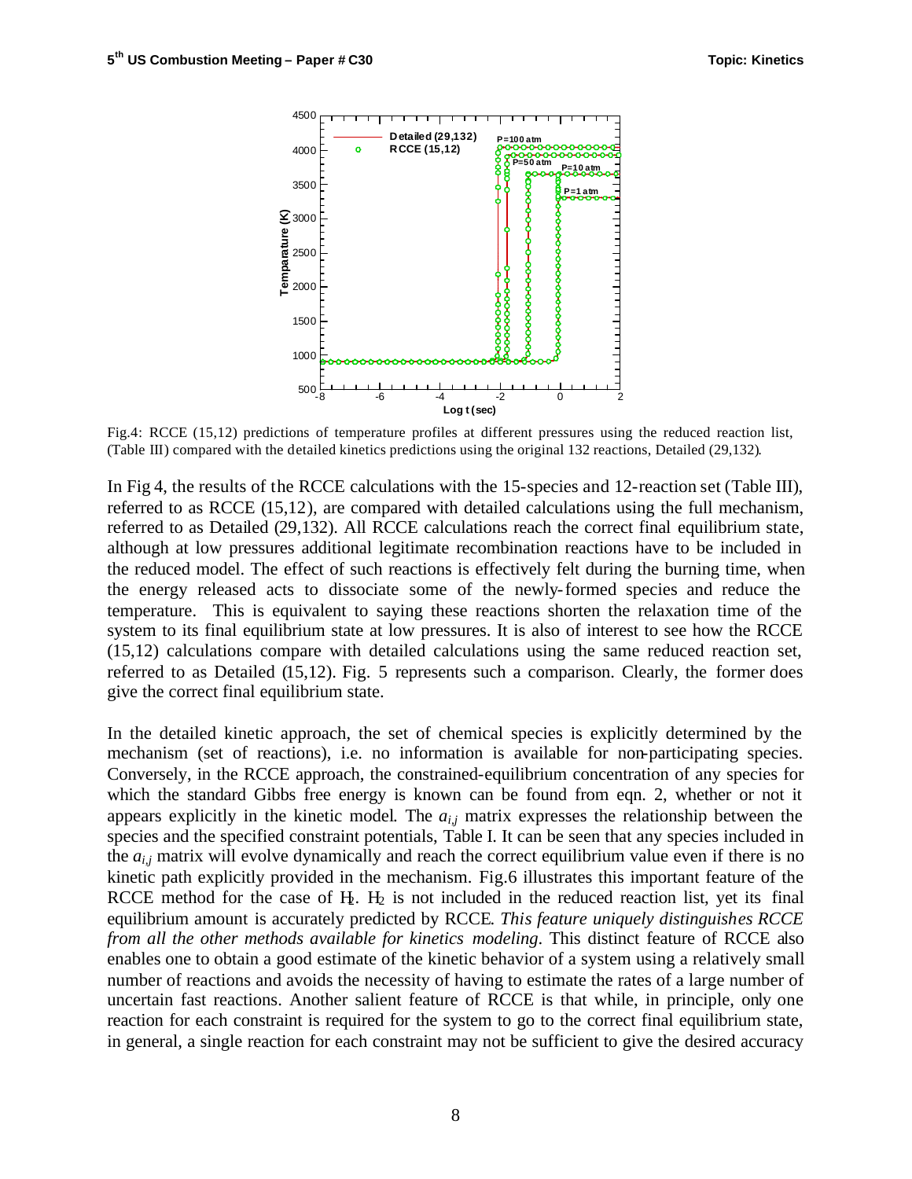Fig.4: RCCE (15,12) predictions of temperature profiles at different pressures using the reduced reaction list, (Table III) compared with the detailed kinetics predictions using the original 132 reactions, Detailed (29,132).

In Fig 4, the results of the RCCE calculations with the 15-species and 12-reaction set (Table III), referred to as RCCE (15,12), are compared with detailed calculations using the full mechanism, referred to as Detailed (29,132). All RCCE calculations reach the correct final equilibrium state, although at low pressures additional legitimate recombination reactions have to be included in the reduced model. The effect of such reactions is effectively felt during the burning time, when the energy released acts to dissociate some of the newly-formed species and reduce the temperature. This is equivalent to saying these reactions shorten the relaxation time of the system to its final equilibrium state at low pressures. It is also of interest to see how the RCCE (15,12) calculations compare with detailed calculations using the same reduced reaction set, referred to as Detailed (15,12). Fig. 5 represents such a comparison. Clearly, the former does give the correct final equilibrium state.

In the detailed kinetic approach, the set of chemical species is explicitly determined by the mechanism (set of reactions), i.e. no information is available for non-participating species. Conversely, in the RCCE approach, the constrained-equilibrium concentration of any species for which the standard Gibbs free energy is known can be found from eqn. 2, whether or not it appears explicitly in the kinetic model. The $a_{i,j}$ matrix expresses the relationship between the species and the specified constraint potentials, Table I. It can be seen that any species included in the $a_{i,j}$ matrix will evolve dynamically and reach the correct equilibrium value even if there is no kinetic path explicitly provided in the mechanism. Fig.6 illustrates this important feature of the RCCE method for the case of $H_2$. $H_2$ is not included in the reduced reaction list, yet its final equilibrium amount is accurately predicted by RCCE. *This feature uniquely distinguishes RCCE from all the other methods available for kinetics modeling*. This distinct feature of RCCE also enables one to obtain a good estimate of the kinetic behavior of a system using a relatively small number of reactions and avoids the necessity of having to estimate the rates of a large number of uncertain fast reactions. Another salient feature of RCCE is that while, in principle, only one reaction for each constraint is required for the system to go to the correct final equilibrium state, in general, a single reaction for each constraint may not be sufficient to give the desired accuracy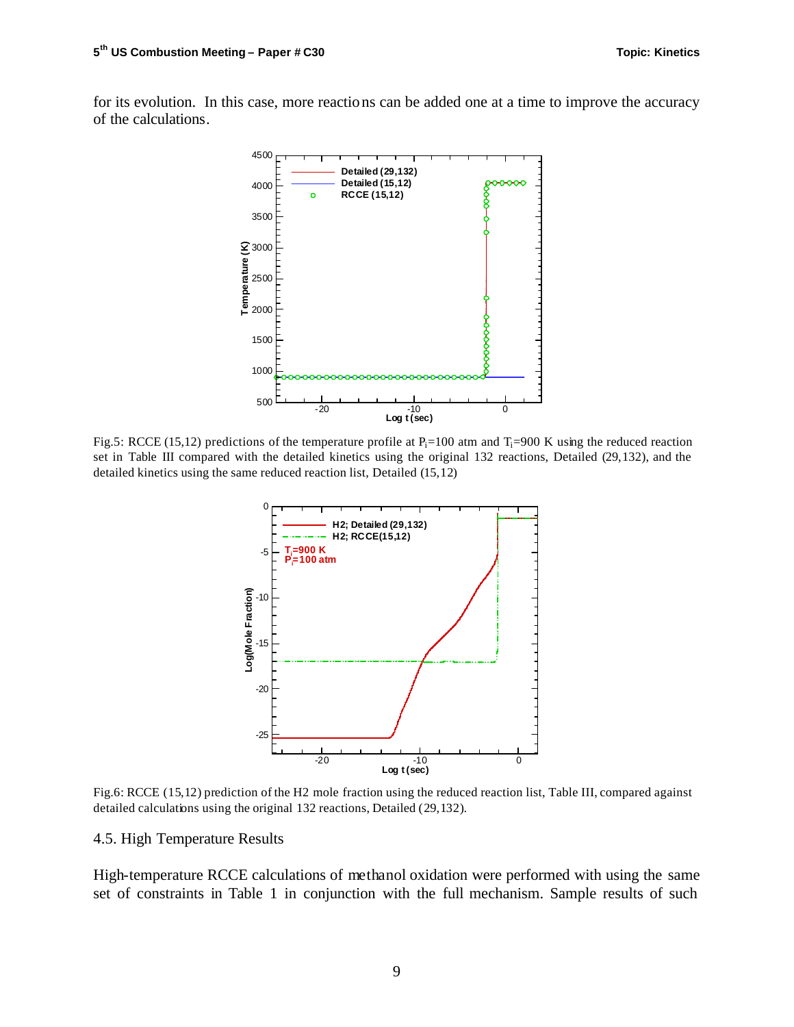for its evolution. In this case, more reactions can be added one at a time to improve the accuracy of the calculations.

Fig.5: RCCE (15,12) predictions of the temperature profile at $P_i$=100 atm and $T_i$=900 K using the reduced reaction set in Table III compared with the detailed kinetics using the original 132 reactions, Detailed (29,132), and the detailed kinetics using the same reduced reaction list, Detailed (15,12)

Fig.6: RCCE (15,12) prediction of the H2 mole fraction using the reduced reaction list, Table III, compared against detailed calculations using the original 132 reactions, Detailed (29,132).

### 4.5. High Temperature Results

High-temperature RCCE calculations of methanol oxidation were performed with using the same set of constraints in Table 1 in conjunction with the full mechanism. Sample results of such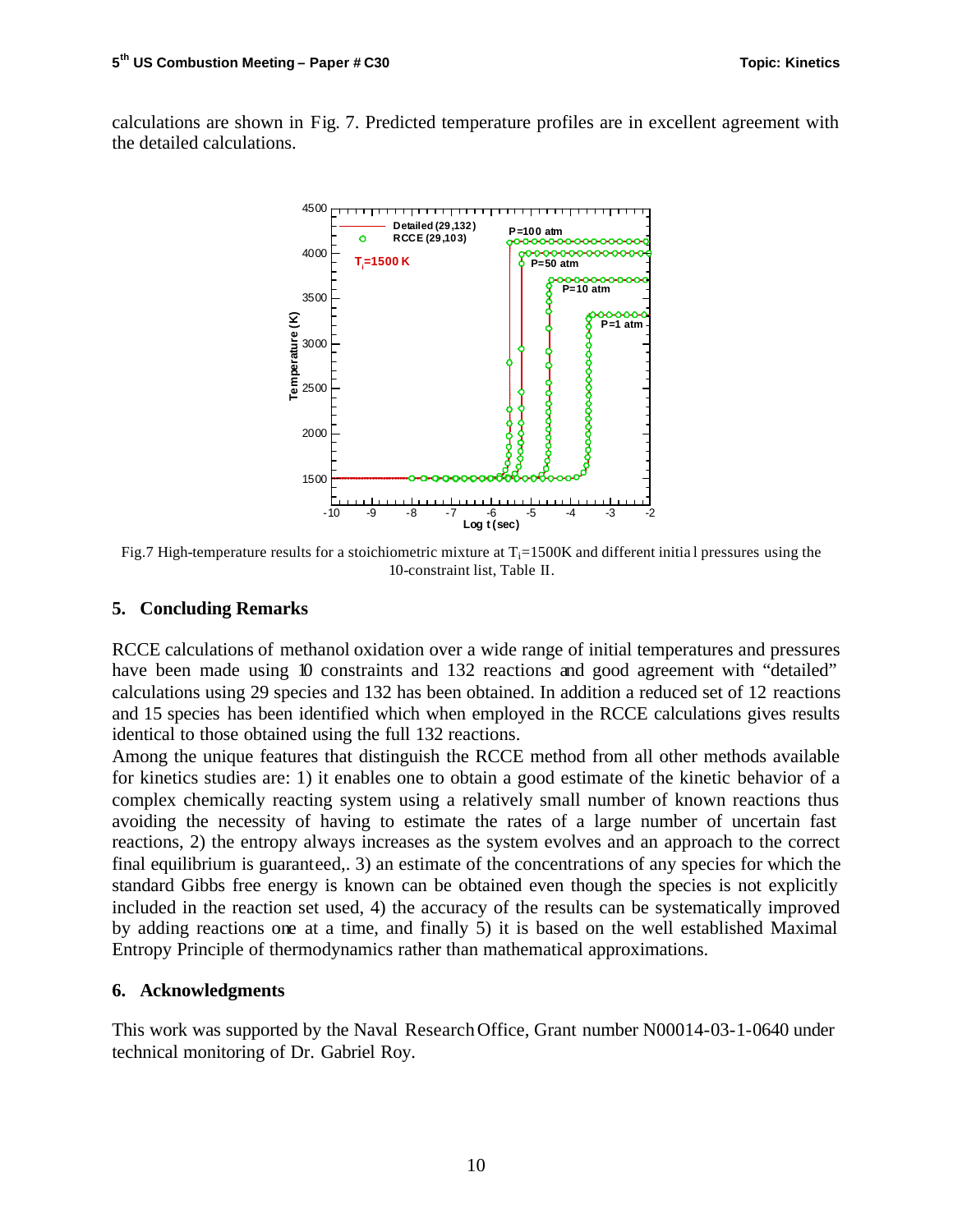calculations are shown in Fig. 7. Predicted temperature profiles are in excellent agreement with the detailed calculations.

Fig.7 High-temperature results for a stoichiometric mixture at $T_i$=1500K and different initial pressures using the 10-constraint list, Table II.

## 5. Concluding Remarks

RCCE calculations of methanol oxidation over a wide range of initial temperatures and pressures have been made using 10 constraints and 132 reactions and good agreement with "detailed" calculations using 29 species and 132 has been obtained. In addition a reduced set of 12 reactions and 15 species has been identified which when employed in the RCCE calculations gives results identical to those obtained using the full 132 reactions.

Among the unique features that distinguish the RCCE method from all other methods available for kinetics studies are: 1) it enables one to obtain a good estimate of the kinetic behavior of a complex chemically reacting system using a relatively small number of known reactions thus avoiding the necessity of having to estimate the rates of a large number of uncertain fast reactions, 2) the entropy always increases as the system evolves and an approach to the correct final equilibrium is guaranteed,. 3) an estimate of the concentrations of any species for which the standard Gibbs free energy is known can be obtained even though the species is not explicitly included in the reaction set used, 4) the accuracy of the results can be systematically improved by adding reactions one at a time, and finally 5) it is based on the well established Maximal Entropy Principle of thermodynamics rather than mathematical approximations.

## 6. Acknowledgments

This work was supported by the Naval Research Office, Grant number N00014-03-1-0640 under technical monitoring of Dr. Gabriel Roy.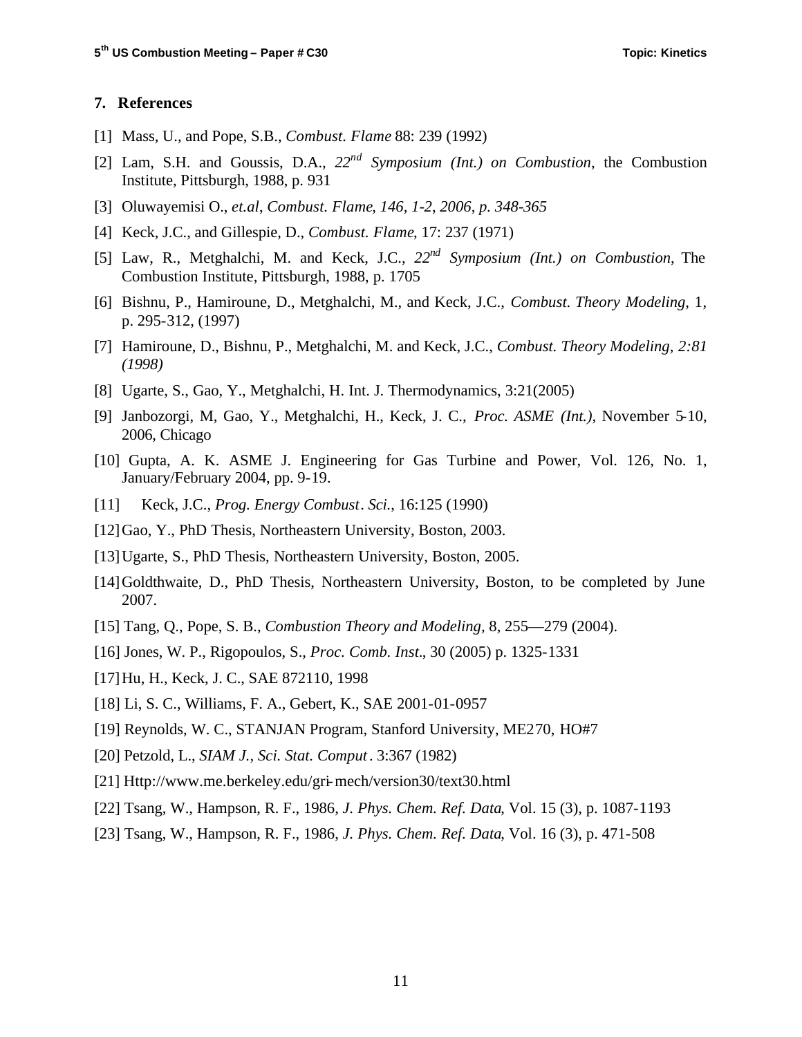## 7. References

[1] Mass, U., and Pope, S.B., *Combust. Flame* 88: 239 (1992)

[2] Lam, S.H. and Goussis, D.A., *22nd Symposium (Int.) on Combustion*, the Combustion Institute, Pittsburgh, 1988, p. 931

[3] Oluwayemisi O., *et.al*, *Combust. Flame*, *146, 1-2, 2006, p. 348-365*

[4] Keck, J.C., and Gillespie, D., *Combust. Flame*, 17: 237 (1971)

[5] Law, R., Metghalchi, M. and Keck, J.C., *22nd Symposium (Int.) on Combustion*, The Combustion Institute, Pittsburgh, 1988, p. 1705

[6] Bishnu, P., Hamiroune, D., Metghalchi, M., and Keck, J.C., *Combust. Theory Modeling*, 1, p. 295-312, (1997)

[7] Hamiroune, D., Bishnu, P., Metghalchi, M. and Keck, J.C., *Combust. Theory Modeling, 2:81 (1998)*

[8] Ugarte, S., Gao, Y., Metghalchi, H. Int. J. Thermodynamics, 3:21(2005)

[9] Janbozorgi, M, Gao, Y., Metghalchi, H., Keck, J. C., *Proc. ASME (Int.)*, November 5-10, 2006, Chicago

[10] Gupta, A. K. ASME J. Engineering for Gas Turbine and Power, Vol. 126, No. 1, January/February 2004, pp. 9-19.

[11] Keck, J.C., *Prog. Energy Combust. Sci.*, 16:125 (1990)

[12] Gao, Y., PhD Thesis, Northeastern University, Boston, 2003.

[13] Ugarte, S., PhD Thesis, Northeastern University, Boston, 2005.

[14] Goldthwaite, D., PhD Thesis, Northeastern University, Boston, to be completed by June 2007.

[15] Tang, Q., Pope, S. B., *Combustion Theory and Modeling*, 8, 255—279 (2004).

[16] Jones, W. P., Rigopoulos, S., *Proc. Comb. Inst.*, 30 (2005) p. 1325-1331

[17] Hu, H., Keck, J. C., SAE 872110, 1998

[18] Li, S. C., Williams, F. A., Gebert, K., SAE 2001-01-0957

[19] Reynolds, W. C., STANJAN Program, Stanford University, ME270, HO#7

[20] Petzold, L., *SIAM J., Sci. Stat. Comput.* 3:367 (1982)

[21] Http://www.me.berkeley.edu/gri-mech/version30/text30.html

[22] Tsang, W., Hampson, R. F., 1986, *J. Phys. Chem. Ref. Data*, Vol. 15 (3), p. 1087-1193

[23] Tsang, W., Hampson, R. F., 1986, *J. Phys. Chem. Ref. Data*, Vol. 16 (3), p. 471-508